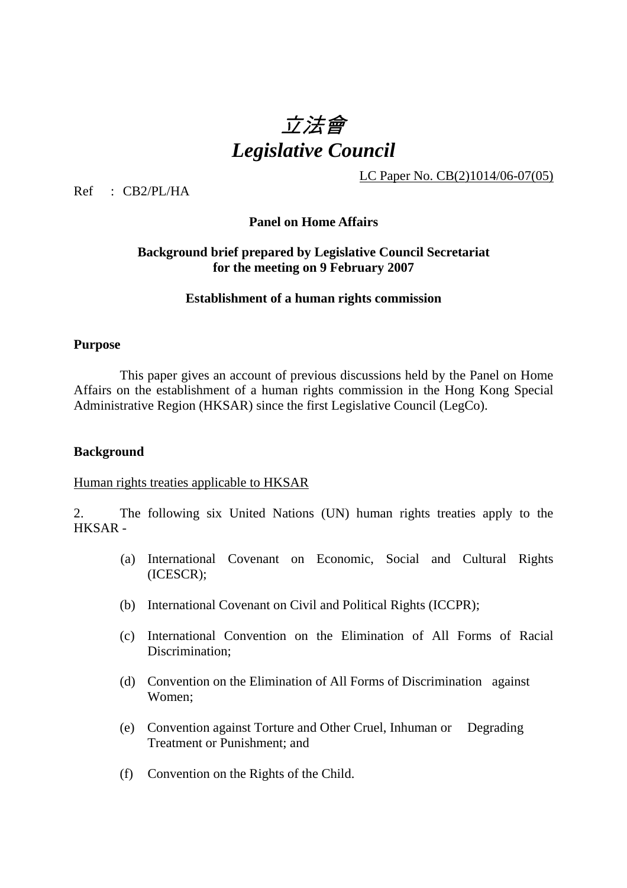# *立法會*
# *Legislative Council*

LC Paper No. CB(2)1014/06-07(05)

Ref : CB2/PL/HA

**Panel on Home Affairs**

**Background brief prepared by Legislative Council Secretariat for the meeting on 9 February 2007**

**Establishment of a human rights commission**

## Purpose

This paper gives an account of previous discussions held by the Panel on Home Affairs on the establishment of a human rights commission in the Hong Kong Special Administrative Region (HKSAR) since the first Legislative Council (LegCo).

## Background

Human rights treaties applicable to HKSAR

2. The following six United Nations (UN) human rights treaties apply to the HKSAR -

(a) International Covenant on Economic, Social and Cultural Rights (ICESCR);

(b) International Covenant on Civil and Political Rights (ICCPR);

(c) International Convention on the Elimination of All Forms of Racial Discrimination;

(d) Convention on the Elimination of All Forms of Discrimination against Women;

(e) Convention against Torture and Other Cruel, Inhuman or Degrading Treatment or Punishment; and

(f) Convention on the Rights of the Child.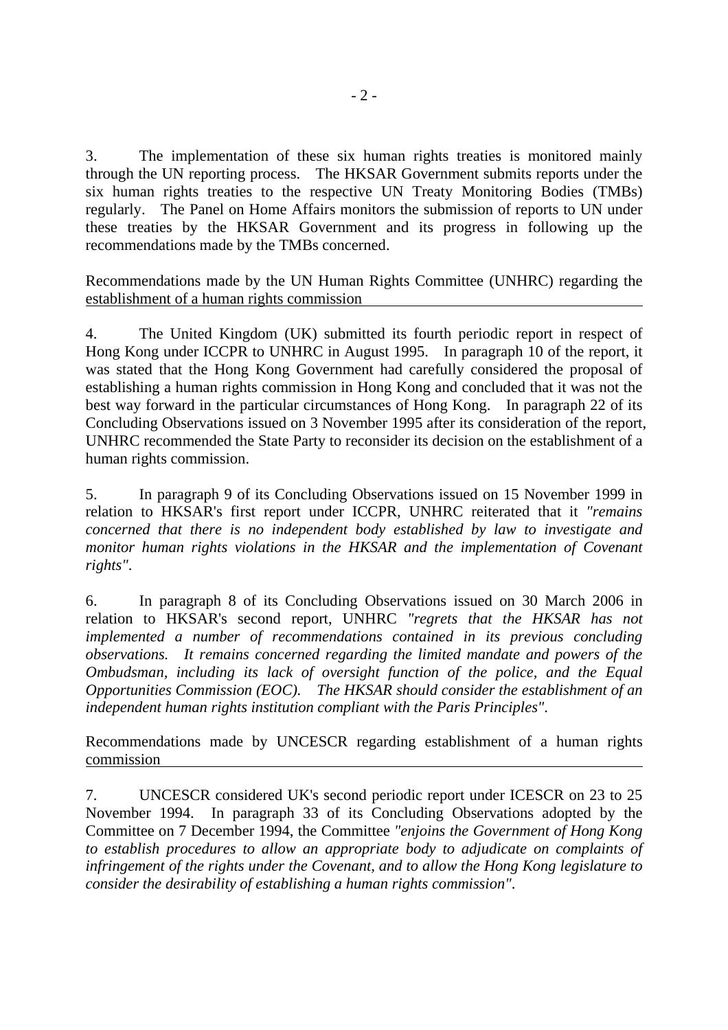3. The implementation of these six human rights treaties is monitored mainly through the UN reporting process. The HKSAR Government submits reports under the six human rights treaties to the respective UN Treaty Monitoring Bodies (TMBs) regularly. The Panel on Home Affairs monitors the submission of reports to UN under these treaties by the HKSAR Government and its progress in following up the recommendations made by the TMBs concerned.

Recommendations made by the UN Human Rights Committee (UNHRC) regarding the establishment of a human rights commission

4. The United Kingdom (UK) submitted its fourth periodic report in respect of Hong Kong under ICCPR to UNHRC in August 1995. In paragraph 10 of the report, it was stated that the Hong Kong Government had carefully considered the proposal of establishing a human rights commission in Hong Kong and concluded that it was not the best way forward in the particular circumstances of Hong Kong. In paragraph 22 of its Concluding Observations issued on 3 November 1995 after its consideration of the report, UNHRC recommended the State Party to reconsider its decision on the establishment of a human rights commission.

5. In paragraph 9 of its Concluding Observations issued on 15 November 1999 in relation to HKSAR's first report under ICCPR, UNHRC reiterated that it *"remains concerned that there is no independent body established by law to investigate and monitor human rights violations in the HKSAR and the implementation of Covenant rights"*.

6. In paragraph 8 of its Concluding Observations issued on 30 March 2006 in relation to HKSAR's second report, UNHRC *"regrets that the HKSAR has not implemented a number of recommendations contained in its previous concluding observations. It remains concerned regarding the limited mandate and powers of the Ombudsman, including its lack of oversight function of the police, and the Equal Opportunities Commission (EOC). The HKSAR should consider the establishment of an independent human rights institution compliant with the Paris Principles"*.

Recommendations made by UNCESCR regarding establishment of a human rights commission

7. UNCESCR considered UK's second periodic report under ICESCR on 23 to 25 November 1994. In paragraph 33 of its Concluding Observations adopted by the Committee on 7 December 1994, the Committee *"enjoins the Government of Hong Kong to establish procedures to allow an appropriate body to adjudicate on complaints of infringement of the rights under the Covenant, and to allow the Hong Kong legislature to consider the desirability of establishing a human rights commission"*.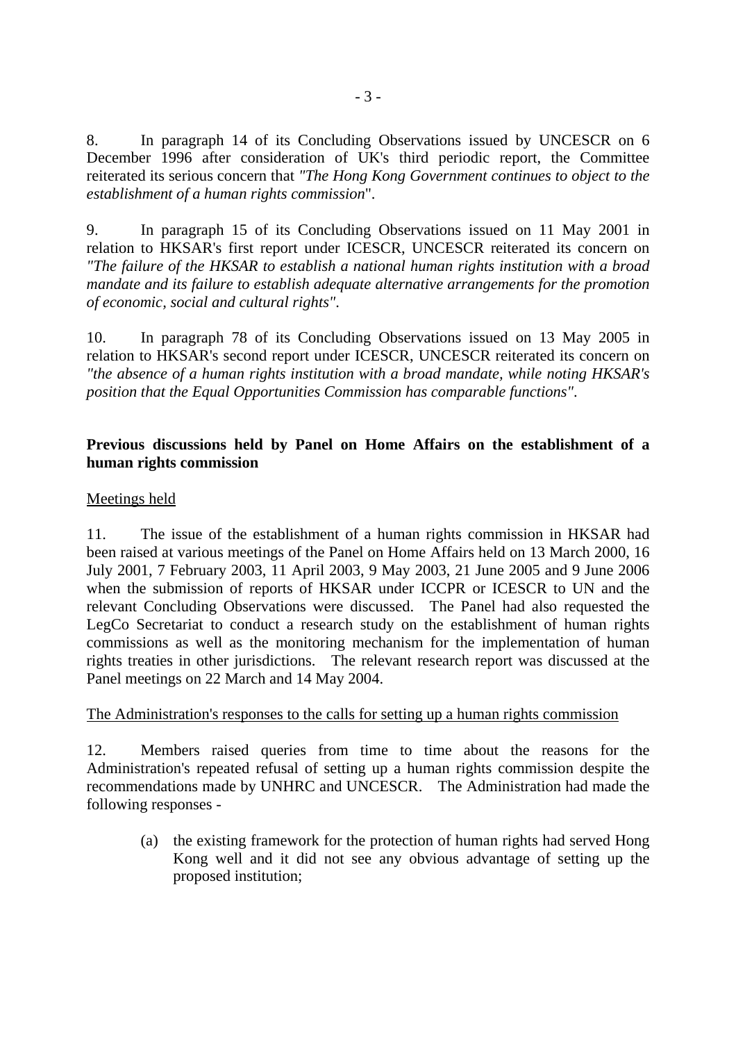8. In paragraph 14 of its Concluding Observations issued by UNCESCR on 6 December 1996 after consideration of UK's third periodic report, the Committee reiterated its serious concern that *"The Hong Kong Government continues to object to the establishment of a human rights commission*".

9. In paragraph 15 of its Concluding Observations issued on 11 May 2001 in relation to HKSAR's first report under ICESCR, UNCESCR reiterated its concern on *"The failure of the HKSAR to establish a national human rights institution with a broad mandate and its failure to establish adequate alternative arrangements for the promotion of economic, social and cultural rights"*.

10. In paragraph 78 of its Concluding Observations issued on 13 May 2005 in relation to HKSAR's second report under ICESCR, UNCESCR reiterated its concern on *"the absence of a human rights institution with a broad mandate, while noting HKSAR's position that the Equal Opportunities Commission has comparable functions"*.

**Previous discussions held by Panel on Home Affairs on the establishment of a human rights commission**

Meetings held

11. The issue of the establishment of a human rights commission in HKSAR had been raised at various meetings of the Panel on Home Affairs held on 13 March 2000, 16 July 2001, 7 February 2003, 11 April 2003, 9 May 2003, 21 June 2005 and 9 June 2006 when the submission of reports of HKSAR under ICCPR or ICESCR to UN and the relevant Concluding Observations were discussed. The Panel had also requested the LegCo Secretariat to conduct a research study on the establishment of human rights commissions as well as the monitoring mechanism for the implementation of human rights treaties in other jurisdictions. The relevant research report was discussed at the Panel meetings on 22 March and 14 May 2004.

The Administration's responses to the calls for setting up a human rights commission

12. Members raised queries from time to time about the reasons for the Administration's repeated refusal of setting up a human rights commission despite the recommendations made by UNHRC and UNCESCR. The Administration had made the following responses -

(a) the existing framework for the protection of human rights had served Hong Kong well and it did not see any obvious advantage of setting up the proposed institution;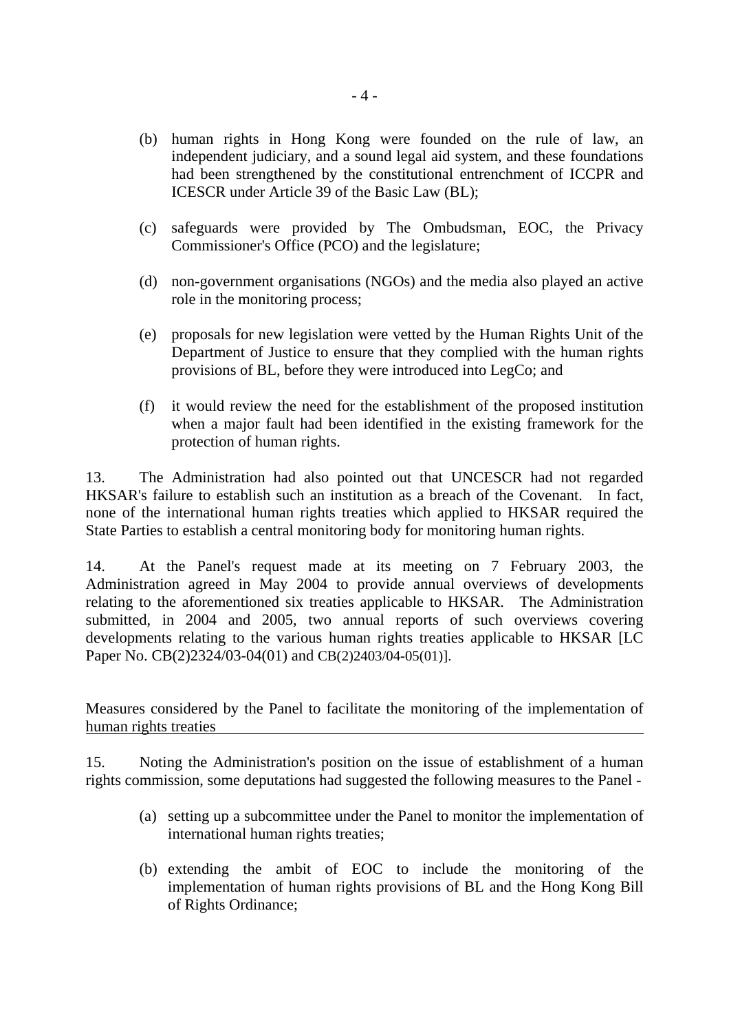(b) human rights in Hong Kong were founded on the rule of law, an independent judiciary, and a sound legal aid system, and these foundations had been strengthened by the constitutional entrenchment of ICCPR and ICESCR under Article 39 of the Basic Law (BL);

(c) safeguards were provided by The Ombudsman, EOC, the Privacy Commissioner's Office (PCO) and the legislature;

(d) non-government organisations (NGOs) and the media also played an active role in the monitoring process;

(e) proposals for new legislation were vetted by the Human Rights Unit of the Department of Justice to ensure that they complied with the human rights provisions of BL, before they were introduced into LegCo; and

(f) it would review the need for the establishment of the proposed institution when a major fault had been identified in the existing framework for the protection of human rights.

13. The Administration had also pointed out that UNCESCR had not regarded HKSAR's failure to establish such an institution as a breach of the Covenant. In fact, none of the international human rights treaties which applied to HKSAR required the State Parties to establish a central monitoring body for monitoring human rights.

14. At the Panel's request made at its meeting on 7 February 2003, the Administration agreed in May 2004 to provide annual overviews of developments relating to the aforementioned six treaties applicable to HKSAR. The Administration submitted, in 2004 and 2005, two annual reports of such overviews covering developments relating to the various human rights treaties applicable to HKSAR [LC Paper No. CB(2)2324/03-04(01) and CB(2)2403/04-05(01)].

<u>Measures considered by the Panel to facilitate the monitoring of the implementation of human rights treaties</u>

15. Noting the Administration's position on the issue of establishment of a human rights commission, some deputations had suggested the following measures to the Panel -

(a) setting up a subcommittee under the Panel to monitor the implementation of international human rights treaties;

(b) extending the ambit of EOC to include the monitoring of the implementation of human rights provisions of BL and the Hong Kong Bill of Rights Ordinance;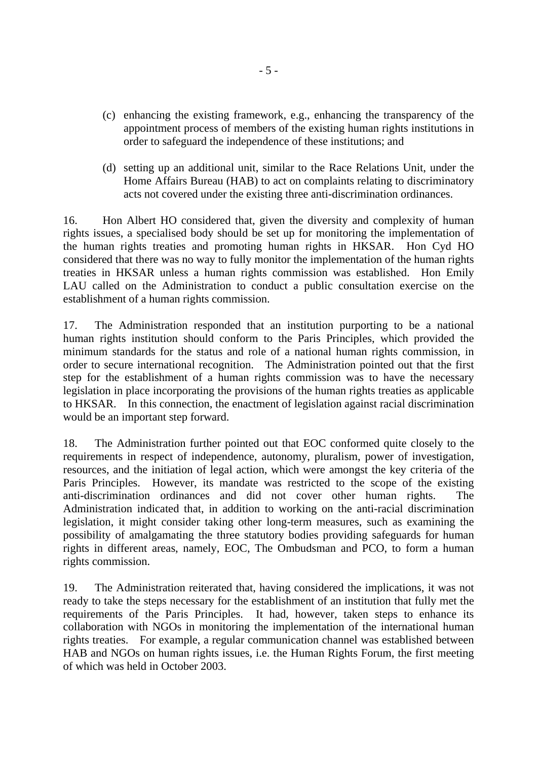(c) enhancing the existing framework, e.g., enhancing the transparency of the appointment process of members of the existing human rights institutions in order to safeguard the independence of these institutions; and

(d) setting up an additional unit, similar to the Race Relations Unit, under the Home Affairs Bureau (HAB) to act on complaints relating to discriminatory acts not covered under the existing three anti-discrimination ordinances.

16. Hon Albert HO considered that, given the diversity and complexity of human rights issues, a specialised body should be set up for monitoring the implementation of the human rights treaties and promoting human rights in HKSAR. Hon Cyd HO considered that there was no way to fully monitor the implementation of the human rights treaties in HKSAR unless a human rights commission was established. Hon Emily LAU called on the Administration to conduct a public consultation exercise on the establishment of a human rights commission.

17. The Administration responded that an institution purporting to be a national human rights institution should conform to the Paris Principles, which provided the minimum standards for the status and role of a national human rights commission, in order to secure international recognition. The Administration pointed out that the first step for the establishment of a human rights commission was to have the necessary legislation in place incorporating the provisions of the human rights treaties as applicable to HKSAR. In this connection, the enactment of legislation against racial discrimination would be an important step forward.

18. The Administration further pointed out that EOC conformed quite closely to the requirements in respect of independence, autonomy, pluralism, power of investigation, resources, and the initiation of legal action, which were amongst the key criteria of the Paris Principles. However, its mandate was restricted to the scope of the existing anti-discrimination ordinances and did not cover other human rights. The Administration indicated that, in addition to working on the anti-racial discrimination legislation, it might consider taking other long-term measures, such as examining the possibility of amalgamating the three statutory bodies providing safeguards for human rights in different areas, namely, EOC, The Ombudsman and PCO, to form a human rights commission.

19. The Administration reiterated that, having considered the implications, it was not ready to take the steps necessary for the establishment of an institution that fully met the requirements of the Paris Principles. It had, however, taken steps to enhance its collaboration with NGOs in monitoring the implementation of the international human rights treaties. For example, a regular communication channel was established between HAB and NGOs on human rights issues, i.e. the Human Rights Forum, the first meeting of which was held in October 2003.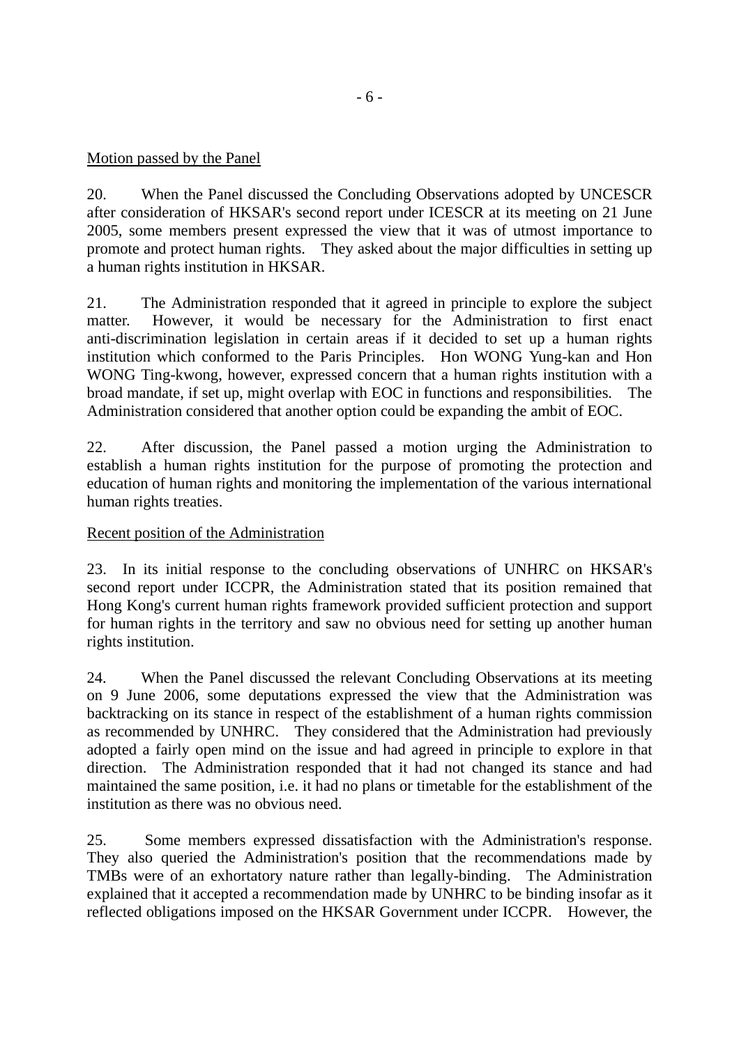Motion passed by the Panel

20. When the Panel discussed the Concluding Observations adopted by UNCESCR after consideration of HKSAR's second report under ICESCR at its meeting on 21 June 2005, some members present expressed the view that it was of utmost importance to promote and protect human rights. They asked about the major difficulties in setting up a human rights institution in HKSAR.

21. The Administration responded that it agreed in principle to explore the subject matter. However, it would be necessary for the Administration to first enact anti-discrimination legislation in certain areas if it decided to set up a human rights institution which conformed to the Paris Principles. Hon WONG Yung-kan and Hon WONG Ting-kwong, however, expressed concern that a human rights institution with a broad mandate, if set up, might overlap with EOC in functions and responsibilities. The Administration considered that another option could be expanding the ambit of EOC.

22. After discussion, the Panel passed a motion urging the Administration to establish a human rights institution for the purpose of promoting the protection and education of human rights and monitoring the implementation of the various international human rights treaties.

Recent position of the Administration

23. In its initial response to the concluding observations of UNHRC on HKSAR's second report under ICCPR, the Administration stated that its position remained that Hong Kong's current human rights framework provided sufficient protection and support for human rights in the territory and saw no obvious need for setting up another human rights institution.

24. When the Panel discussed the relevant Concluding Observations at its meeting on 9 June 2006, some deputations expressed the view that the Administration was backtracking on its stance in respect of the establishment of a human rights commission as recommended by UNHRC. They considered that the Administration had previously adopted a fairly open mind on the issue and had agreed in principle to explore in that direction. The Administration responded that it had not changed its stance and had maintained the same position, i.e. it had no plans or timetable for the establishment of the institution as there was no obvious need.

25. Some members expressed dissatisfaction with the Administration's response. They also queried the Administration's position that the recommendations made by TMBs were of an exhortatory nature rather than legally-binding. The Administration explained that it accepted a recommendation made by UNHRC to be binding insofar as it reflected obligations imposed on the HKSAR Government under ICCPR. However, the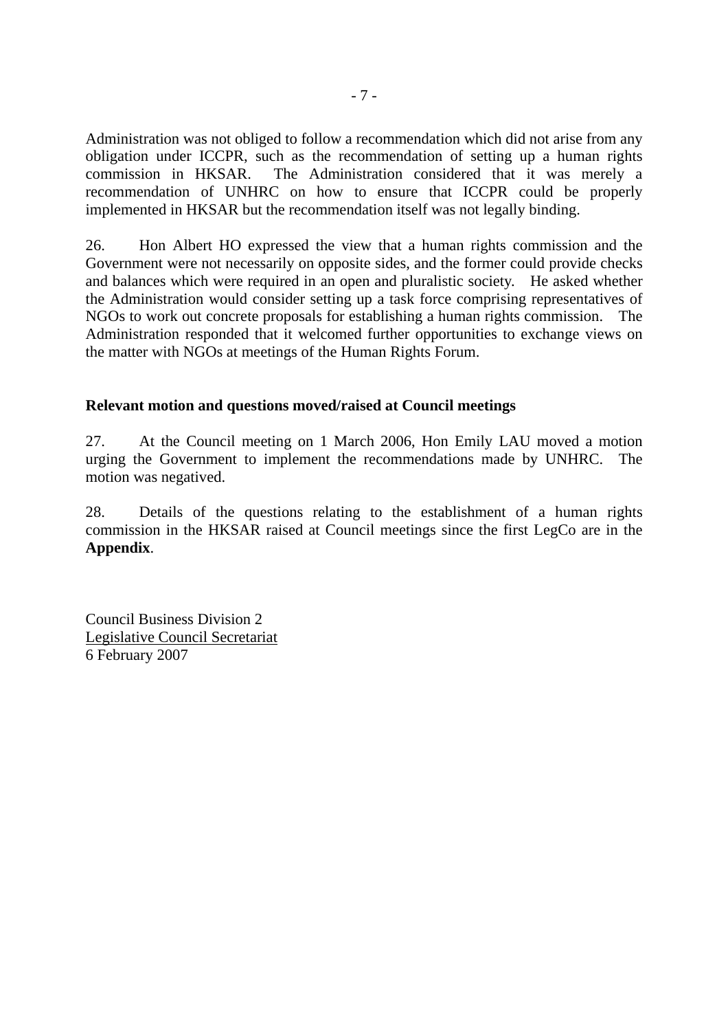Administration was not obliged to follow a recommendation which did not arise from any obligation under ICCPR, such as the recommendation of setting up a human rights commission in HKSAR. The Administration considered that it was merely a recommendation of UNHRC on how to ensure that ICCPR could be properly implemented in HKSAR but the recommendation itself was not legally binding.

26. Hon Albert HO expressed the view that a human rights commission and the Government were not necessarily on opposite sides, and the former could provide checks and balances which were required in an open and pluralistic society. He asked whether the Administration would consider setting up a task force comprising representatives of NGOs to work out concrete proposals for establishing a human rights commission. The Administration responded that it welcomed further opportunities to exchange views on the matter with NGOs at meetings of the Human Rights Forum.

**Relevant motion and questions moved/raised at Council meetings**

27. At the Council meeting on 1 March 2006, Hon Emily LAU moved a motion urging the Government to implement the recommendations made by UNHRC. The motion was negatived.

28. Details of the questions relating to the establishment of a human rights commission in the HKSAR raised at Council meetings since the first LegCo are in the **Appendix**.

Council Business Division 2
Legislative Council Secretariat
6 February 2007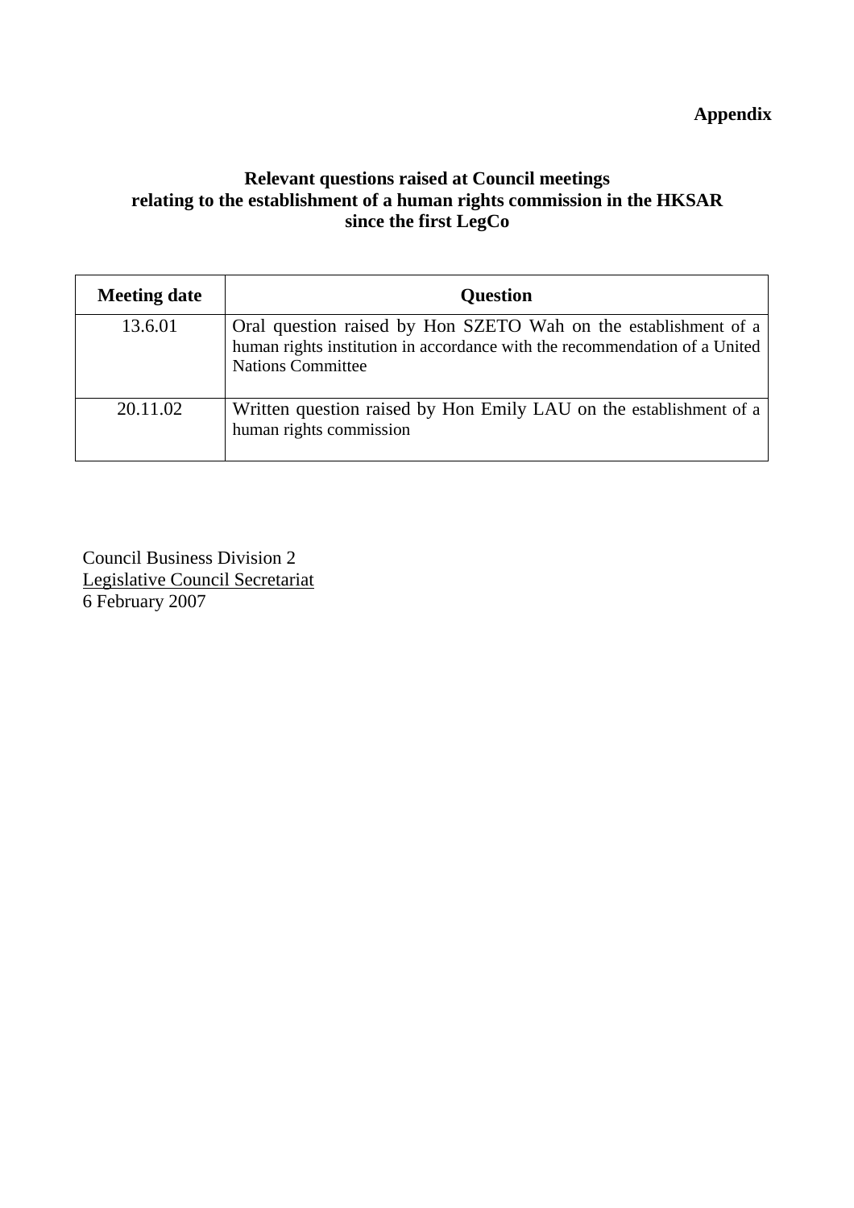**Appendix**

**Relevant questions raised at Council meetings relating to the establishment of a human rights commission in the HKSAR since the first LegCo**

| Meeting date | Question |
|---|---|
| 13.6.01 | Oral question raised by Hon SZETO Wah on the establishment of a human rights institution in accordance with the recommendation of a United Nations Committee |
| 20.11.02 | Written question raised by Hon Emily LAU on the establishment of a human rights commission |

Council Business Division 2
Legislative Council Secretariat
6 February 2007